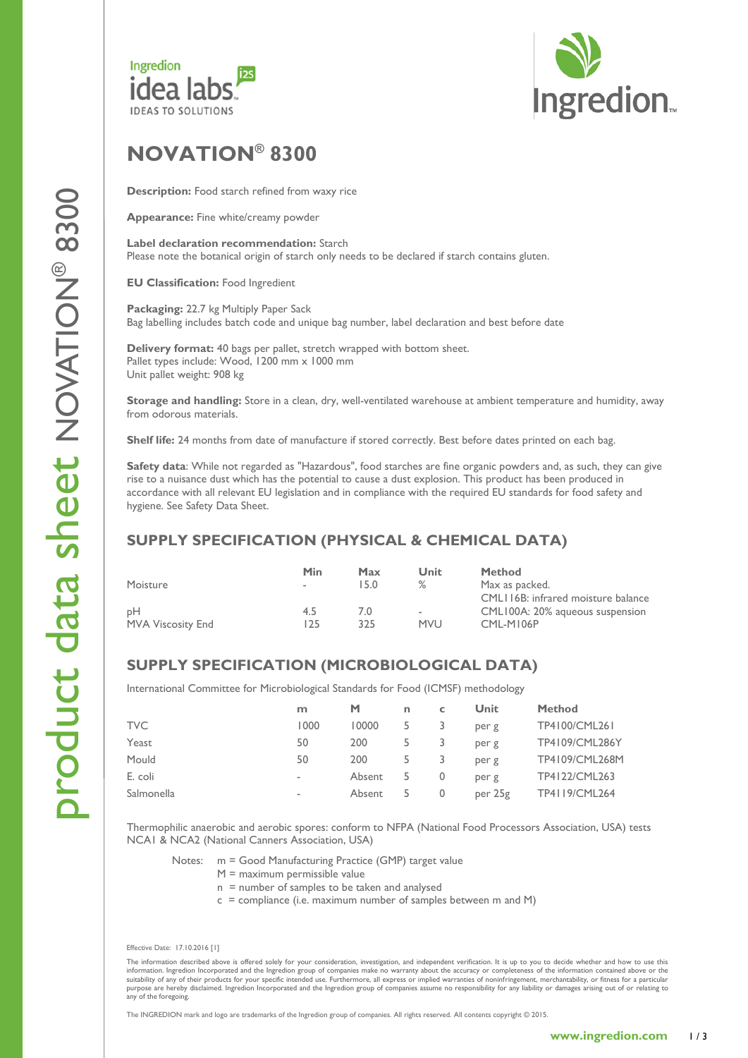# NOVATION® 8300

**Description:** Food starch refined from waxy rice

**Appearance:** Fine white/creamy powder

**Label declaration recommendation:** Starch
Please note the botanical origin of starch only needs to be declared if starch contains gluten.

**EU Classification:** Food Ingredient

**Packaging:** 22.7 kg Multiply Paper Sack
Bag labelling includes batch code and unique bag number, label declaration and best before date

**Delivery format:** 40 bags per pallet, stretch wrapped with bottom sheet.
Pallet types include: Wood, 1200 mm x 1000 mm
Unit pallet weight: 908 kg

**Storage and handling:** Store in a clean, dry, well-ventilated warehouse at ambient temperature and humidity, away from odorous materials.

**Shelf life:** 24 months from date of manufacture if stored correctly. Best before dates printed on each bag.

**Safety data**: While not regarded as "Hazardous", food starches are fine organic powders and, as such, they can give rise to a nuisance dust which has the potential to cause a dust explosion. This product has been produced in accordance with all relevant EU legislation and in compliance with the required EU standards for food safety and hygiene. See Safety Data Sheet.

## SUPPLY SPECIFICATION (PHYSICAL & CHEMICAL DATA)

| | Min | Max | Unit | Method |
|---|---|---|---|---|
| Moisture | - | 15.0 | % | Max as packed. CML116B: infrared moisture balance |
| pH | 4.5 | 7.0 | - | CML100A: 20% aqueous suspension |
| MVA Viscosity End | 125 | 325 | MVU | CML-M106P |

## SUPPLY SPECIFICATION (MICROBIOLOGICAL DATA)

International Committee for Microbiological Standards for Food (ICMSF) methodology

| | m | M | n | c | Unit | Method |
|---|---|---|---|---|---|---|
| TVC | 1000 | 10000 | 5 | 3 | per g | TP4100/CML261 |
| Yeast | 50 | 200 | 5 | 3 | per g | TP4109/CML286Y |
| Mould | 50 | 200 | 5 | 3 | per g | TP4109/CML268M |
| E. coli | - | Absent | 5 | 0 | per g | TP4122/CML263 |
| Salmonella | - | Absent | 5 | 0 | per 25g | TP4119/CML264 |

Thermophilic anaerobic and aerobic spores: conform to NFPA (National Food Processors Association, USA) tests NCA1 & NCA2 (National Canners Association, USA)

Notes:
- m = Good Manufacturing Practice (GMP) target value
- M = maximum permissible value
- n = number of samples to be taken and analysed
- c = compliance (i.e. maximum number of samples between m and M)

Effective Date: 17.10.2016 [1]

The information described above is offered solely for your consideration, investigation, and independent verification. It is up to you to decide whether and how to use this information. Ingredion Incorporated and the Ingredion group of companies make no warranty about the accuracy or completeness of the information contained above or the suitability of any of their products for your specific intended use. Furthermore, all express or implied warranties of noninfringement, merchantability, or fitness for a particular purpose are hereby disclaimed. Ingredion Incorporated and the Ingredion group of companies assume no responsibility for any liability or damages arising out of or relating to any of the foregoing.

The INGREDION mark and logo are trademarks of the Ingredion group of companies. All rights reserved. All contents copyright © 2015.

**www.ingredion.com**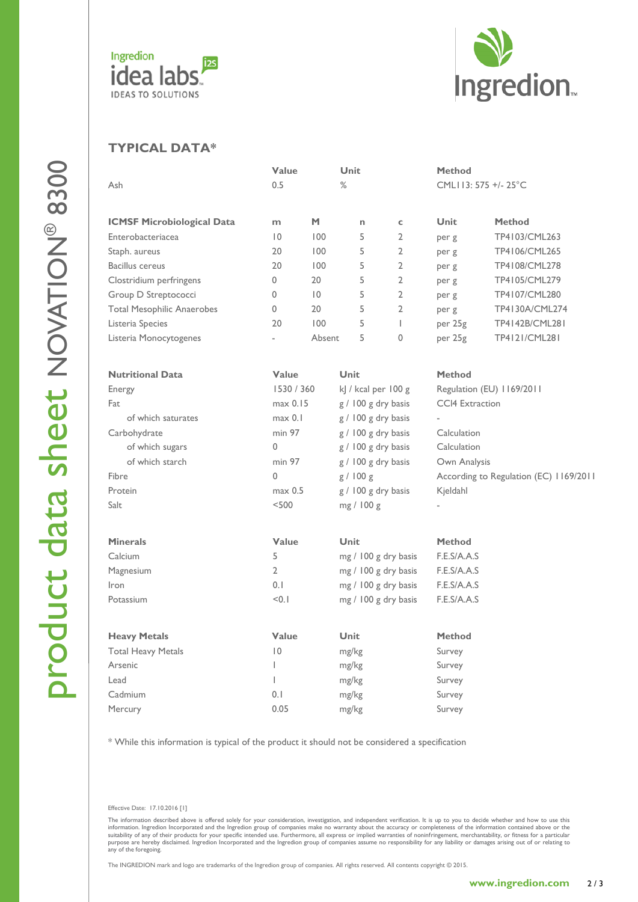## TYPICAL DATA*

| | Value | Unit | Method |
|---|---|---|---|
| Ash | 0.5 | % | CML113: 575 +/- 25°C |

| ICMSF Microbiological Data | m | M | n | c | Unit | Method |
|---|---|---|---|---|---|---|
| Enterobacteriacea | 10 | 100 | 5 | 2 | per g | TP4103/CML263 |
| Staph. aureus | 20 | 100 | 5 | 2 | per g | TP4106/CML265 |
| Bacillus cereus | 20 | 100 | 5 | 2 | per g | TP4108/CML278 |
| Clostridium perfringens | 0 | 20 | 5 | 2 | per g | TP4105/CML279 |
| Group D Streptococci | 0 | 10 | 5 | 2 | per g | TP4107/CML280 |
| Total Mesophilic Anaerobes | 0 | 20 | 5 | 2 | per g | TP4130A/CML274 |
| Listeria Species | 20 | 100 | 5 | 1 | per 25g | TP4142B/CML281 |
| Listeria Monocytogenes | - | Absent | 5 | 0 | per 25g | TP4121/CML281 |

| Nutritional Data | Value | Unit | Method |
|---|---|---|---|
| Energy | 1530 / 360 | kJ / kcal per 100 g | Regulation (EU) 1169/2011 |
| Fat | max 0.15 | g / 100 g dry basis | CCl4 Extraction |
| of which saturates | max 0.1 | g / 100 g dry basis | - |
| Carbohydrate | min 97 | g / 100 g dry basis | Calculation |
| of which sugars | 0 | g / 100 g dry basis | Calculation |
| of which starch | min 97 | g / 100 g dry basis | Own Analysis |
| Fibre | 0 | g / 100 g | According to Regulation (EC) 1169/2011 |
| Protein | max 0.5 | g / 100 g dry basis | Kjeldahl |
| Salt | <500 | mg / 100 g | - |

| Minerals | Value | Unit | Method |
|---|---|---|---|
| Calcium | 5 | mg / 100 g dry basis | F.E.S/A.A.S |
| Magnesium | 2 | mg / 100 g dry basis | F.E.S/A.A.S |
| Iron | 0.1 | mg / 100 g dry basis | F.E.S/A.A.S |
| Potassium | <0.1 | mg / 100 g dry basis | F.E.S/A.A.S |

| Heavy Metals | Value | Unit | Method |
|---|---|---|---|
| Total Heavy Metals | 10 | mg/kg | Survey |
| Arsenic | 1 | mg/kg | Survey |
| Lead | 1 | mg/kg | Survey |
| Cadmium | 0.1 | mg/kg | Survey |
| Mercury | 0.05 | mg/kg | Survey |

* While this information is typical of the product it should not be considered a specification

Effective Date: 17.10.2016 [1]

The information described above is offered solely for your consideration, investigation, and independent verification. It is up to you to decide whether and how to use this information. Ingredion Incorporated and the Ingredion group of companies make no warranty about the accuracy or completeness of the information contained above or the suitability of any of their products for your specific intended use. Furthermore, all express or implied warranties of noninfringement, merchantability, or fitness for a particular purpose are hereby disclaimed. Ingredion Incorporated and the Ingredion group of companies assume no responsibility for any liability or damages arising out of or relating to any of the foregoing.

The INGREDION mark and logo are trademarks of the Ingredion group of companies. All rights reserved. All contents copyright © 2015.

www.ingredion.com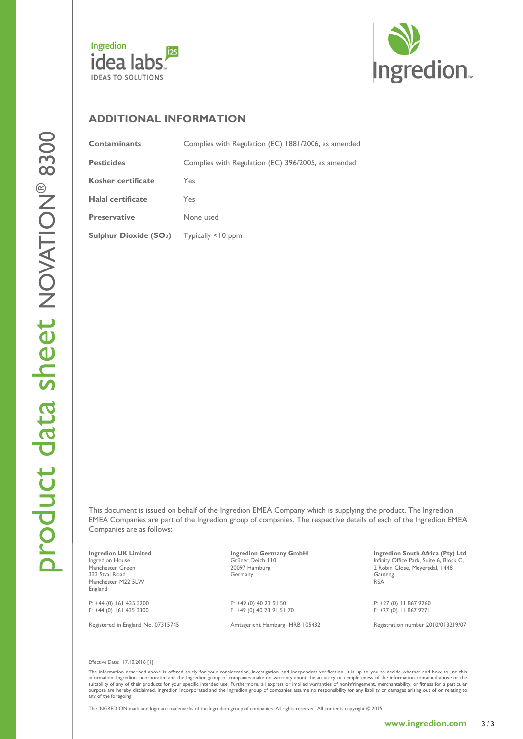## ADDITIONAL INFORMATION

| | |
|---|---|
| **Contaminants** | Complies with Regulation (EC) 1881/2006, as amended |
| **Pesticides** | Complies with Regulation (EC) 396/2005, as amended |
| **Kosher certificate** | Yes |
| **Halal certificate** | Yes |
| **Preservative** | None used |
| **Sulphur Dioxide ($SO_2$)** | Typically <10 ppm |

This document is issued on behalf of the Ingredion EMEA Company which is supplying the product. The Ingredion EMEA Companies are part of the Ingredion group of companies. The respective details of each of the Ingredion EMEA Companies are as follows:

**Ingredion UK Limited**
Ingredion House
Manchester Green
333 Styal Road
Manchester M22 5LW
England

P: +44 (0) 161 435 3200
F: +44 (0) 161 435 3300

Registered in England No. 07315745

**Ingredion Germany GmbH**
Grüner Deich 110
20097 Hamburg
Germany

P: +49 (0) 40 23 91 50
F: +49 (0) 40 23 91 51 70

Amtsgericht Hamburg HRB 105432

**Ingredion South Africa (Pty) Ltd**
Infinity Office Park, Suite 6, Block C,
2 Robin Close, Meyersdal, 1448,
Gauteng
RSA

P: +27 (0) 11 867 9260
F: +27 (0) 11 867 9271

Registration number 2010/013219/07

Effective Date: 17.10.2016 [1]

The information described above is offered solely for your consideration, investigation, and independent verification. It is up to you to decide whether and how to use this information. Ingredion Incorporated and the Ingredion group of companies make no warranty about the accuracy or completeness of the information contained above or the suitability of any of their products for your specific intended use. Furthermore, all express or implied warranties of noninfringement, merchantability, or fitness for a particular purpose are hereby disclaimed. Ingredion Incorporated and the Ingredion group of companies assume no responsibility for any liability or damages arising out of or relating to any of the foregoing.

The INGREDION mark and logo are trademarks of the Ingredion group of companies. All rights reserved. All contents copyright © 2015.

**www.ingredion.com**